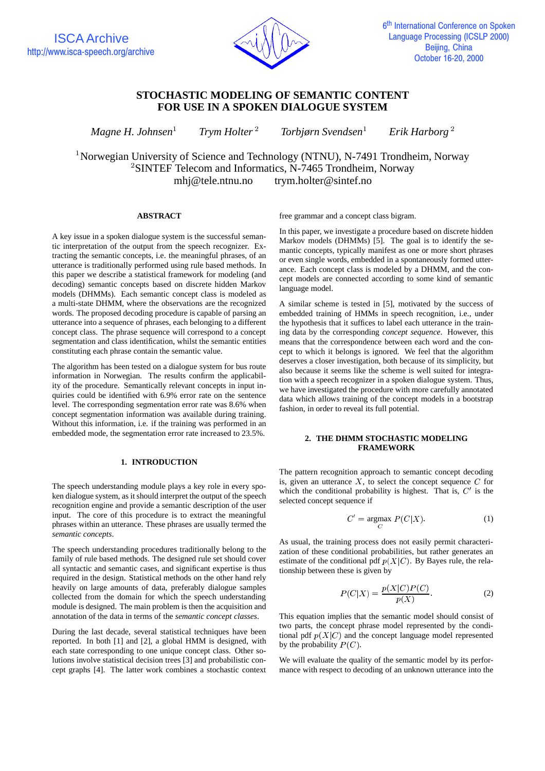# STOCHASTIC MODELING OF SEMANTIC CONTENT FOR USE IN A SPOKEN DIALOGUE SYSTEM

*Magne H. Johnsen*[1] *Trym Holter*[2] *Torbjørn Svendsen*[1] *Erik Harborg*[2]

[1]Norwegian University of Science and Technology (NTNU), N-7491 Trondheim, Norway
[2]SINTEF Telecom and Informatics, N-7465 Trondheim, Norway
mhj@tele.ntnu.no trym.holter@sintef.no

## ABSTRACT

A key issue in a spoken dialogue system is the successful semantic interpretation of the output from the speech recognizer. Extracting the semantic concepts, i.e. the meaningful phrases, of an utterance is traditionally performed using rule based methods. In this paper we describe a statistical framework for modeling (and decoding) semantic concepts based on discrete hidden Markov models (DHMMs). Each semantic concept class is modeled as a multi-state DHMM, where the observations are the recognized words. The proposed decoding procedure is capable of parsing an utterance into a sequence of phrases, each belonging to a different concept class. The phrase sequence will correspond to a concept segmentation and class identification, whilst the semantic entities constituting each phrase contain the semantic value.

The algorithm has been tested on a dialogue system for bus route information in Norwegian. The results confirm the applicability of the procedure. Semantically relevant concepts in input inquiries could be identified with 6.9% error rate on the sentence level. The corresponding segmentation error rate was 8.6% when concept segmentation information was available during training. Without this information, i.e. if the training was performed in an embedded mode, the segmentation error rate increased to 23.5%.

## 1. INTRODUCTION

The speech understanding module plays a key role in every spoken dialogue system, as it should interpret the output of the speech recognition engine and provide a semantic description of the user input. The core of this procedure is to extract the meaningful phrases within an utterance. These phrases are usually termed the *semantic concepts*.

The speech understanding procedures traditionally belong to the family of rule based methods. The designed rule set should cover all syntactic and semantic cases, and significant expertise is thus required in the design. Statistical methods on the other hand rely heavily on large amounts of data, preferably dialogue samples collected from the domain for which the speech understanding module is designed. The main problem is then the acquisition and annotation of the data in terms of the *semantic concept classes*.

During the last decade, several statistical techniques have been reported. In both [1] and [2], a global HMM is designed, with each state corresponding to one unique concept class. Other solutions involve statistical decision trees [3] and probabilistic concept graphs [4]. The latter work combines a stochastic context free grammar and a concept class bigram.

In this paper, we investigate a procedure based on discrete hidden Markov models (DHMMs) [5]. The goal is to identify the semantic concepts, typically manifest as one or more short phrases or even single words, embedded in a spontaneously formed utterance. Each concept class is modeled by a DHMM, and the concept models are connected according to some kind of semantic language model.

A similar scheme is tested in [5], motivated by the success of embedded training of HMMs in speech recognition, i.e., under the hypothesis that it suffices to label each utterance in the training data by the corresponding *concept sequence*. However, this means that the correspondence between each word and the concept to which it belongs is ignored. We feel that the algorithm deserves a closer investigation, both because of its simplicity, but also because it seems like the scheme is well suited for integration with a speech recognizer in a spoken dialogue system. Thus, we have investigated the procedure with more carefully annotated data which allows training of the concept models in a bootstrap fashion, in order to reveal its full potential.

## 2. THE DHMM STOCHASTIC MODELING FRAMEWORK

The pattern recognition approach to semantic concept decoding is, given an utterance $X$, to select the concept sequence $C$ for which the conditional probability is highest. That is, $C'$ is the selected concept sequence if

$$C' = \underset{C}{\text{argmax}}\ P(C|X). \tag{1}$$

As usual, the training process does not easily permit characterization of these conditional probabilities, but rather generates an estimate of the conditional pdf $p(X|C)$. By Bayes rule, the relationship between these is given by

$$P(C|X) = \frac{p(X|C)P(C)}{p(X)}. \tag{2}$$

This equation implies that the semantic model should consist of two parts, the concept phrase model represented by the conditional pdf $p(X|C)$ and the concept language model represented by the probability $P(C)$.

We will evaluate the quality of the semantic model by its performance with respect to decoding of an unknown utterance into the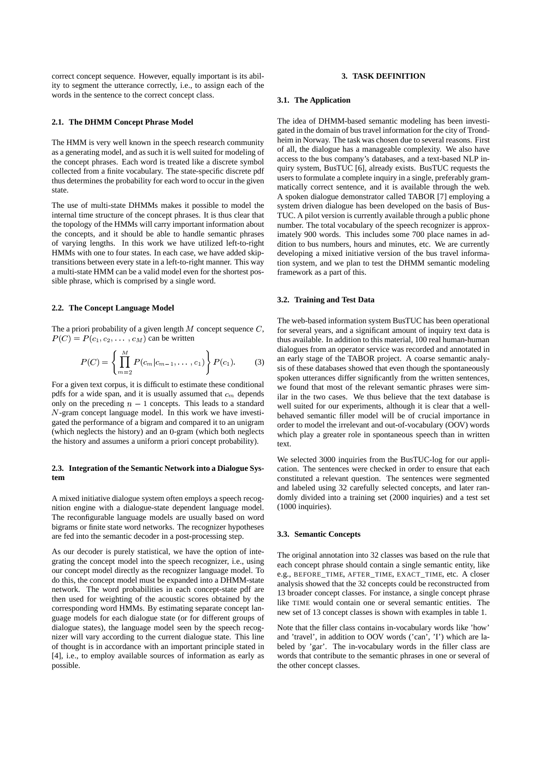correct concept sequence. However, equally important is its ability to segment the utterance correctly, i.e., to assign each of the words in the sentence to the correct concept class.

### 2.1. The DHMM Concept Phrase Model

The HMM is very well known in the speech research community as a generating model, and as such it is well suited for modeling of the concept phrases. Each word is treated like a discrete symbol collected from a finite vocabulary. The state-specific discrete pdf thus determines the probability for each word to occur in the given state.

The use of multi-state DHMMs makes it possible to model the internal time structure of the concept phrases. It is thus clear that the topology of the HMMs will carry important information about the concepts, and it should be able to handle semantic phrases of varying lengths. In this work we have utilized left-to-right HMMs with one to four states. In each case, we have added skip-transitions between every state in a left-to-right manner. This way a multi-state HMM can be a valid model even for the shortest possible phrase, which is comprised by a single word.

### 2.2. The Concept Language Model

The a priori probability of a given length $M$ concept sequence $C$, $P(C) = P(c_1, c_2, \ldots, c_M)$ can be written

$$P(C) = \left\{ \prod_{m=2}^{M} P(c_m | c_{m-1}, \ldots, c_1) \right\} P(c_1). \tag{3}$$

For a given text corpus, it is difficult to estimate these conditional pdfs for a wide span, and it is usually assumed that $c_m$ depends only on the preceding $n-1$ concepts. This leads to a standard $N$-gram concept language model. In this work we have investigated the performance of a bigram and compared it to an unigram (which neglects the history) and an $0$-gram (which both neglects the history and assumes a uniform a priori concept probability).

### 2.3. Integration of the Semantic Network into a Dialogue System

A mixed initiative dialogue system often employs a speech recognition engine with a dialogue-state dependent language model. The reconfigurable language models are usually based on word bigrams or finite state word networks. The recognizer hypotheses are fed into the semantic decoder in a post-processing step.

As our decoder is purely statistical, we have the option of integrating the concept model into the speech recognizer, i.e., using our concept model directly as the recognizer language model. To do this, the concept model must be expanded into a DHMM-state network. The word probabilities in each concept-state pdf are then used for weighting of the acoustic scores obtained by the corresponding word HMMs. By estimating separate concept language models for each dialogue state (or for different groups of dialogue states), the language model seen by the speech recognizer will vary according to the current dialogue state. This line of thought is in accordance with an important principle stated in [4], i.e., to employ available sources of information as early as possible.

## 3. TASK DEFINITION

### 3.1. The Application

The idea of DHMM-based semantic modeling has been investigated in the domain of bus travel information for the city of Trondheim in Norway. The task was chosen due to several reasons. First of all, the dialogue has a manageable complexity. We also have access to the bus company's databases, and a text-based NLP inquiry system, BusTUC [6], already exists. BusTUC requests the users to formulate a complete inquiry in a single, preferably grammatically correct sentence, and it is available through the web. A spoken dialogue demonstrator called TABOR [7] employing a system driven dialogue has been developed on the basis of BusTUC. A pilot version is currently available through a public phone number. The total vocabulary of the speech recognizer is approximately 900 words. This includes some 700 place names in addition to bus numbers, hours and minutes, etc. We are currently developing a mixed initiative version of the bus travel information system, and we plan to test the DHMM semantic modeling framework as a part of this.

### 3.2. Training and Test Data

The web-based information system BusTUC has been operational for several years, and a significant amount of inquiry text data is thus available. In addition to this material, 100 real human-human dialogues from an operator service was recorded and annotated in an early stage of the TABOR project. A coarse semantic analysis of these databases showed that even though the spontaneously spoken utterances differ significantly from the written sentences, we found that most of the relevant semantic phrases were similar in the two cases. We thus believe that the text database is well suited for our experiments, although it is clear that a well-behaved semantic filler model will be of crucial importance in order to model the irrelevant and out-of-vocabulary (OOV) words which play a greater role in spontaneous speech than in written text.

We selected 3000 inquiries from the BusTUC-log for our application. The sentences were checked in order to ensure that each constituted a relevant question. The sentences were segmented and labeled using 32 carefully selected concepts, and later randomly divided into a training set (2000 inquiries) and a test set (1000 inquiries).

### 3.3. Semantic Concepts

The original annotation into 32 classes was based on the rule that each concept phrase should contain a single semantic entity, like e.g., BEFORE_TIME, AFTER_TIME, EXACT_TIME, etc. A closer analysis showed that the 32 concepts could be reconstructed from 13 broader concept classes. For instance, a single concept phrase like TIME would contain one or several semantic entities. The new set of 13 concept classes is shown with examples in table 1.

Note that the filler class contains in-vocabulary words like 'how' and 'travel', in addition to OOV words ('can', 'I') which are labeled by 'gar'. The in-vocabulary words in the filler class are words that contribute to the semantic phrases in one or several of the other concept classes.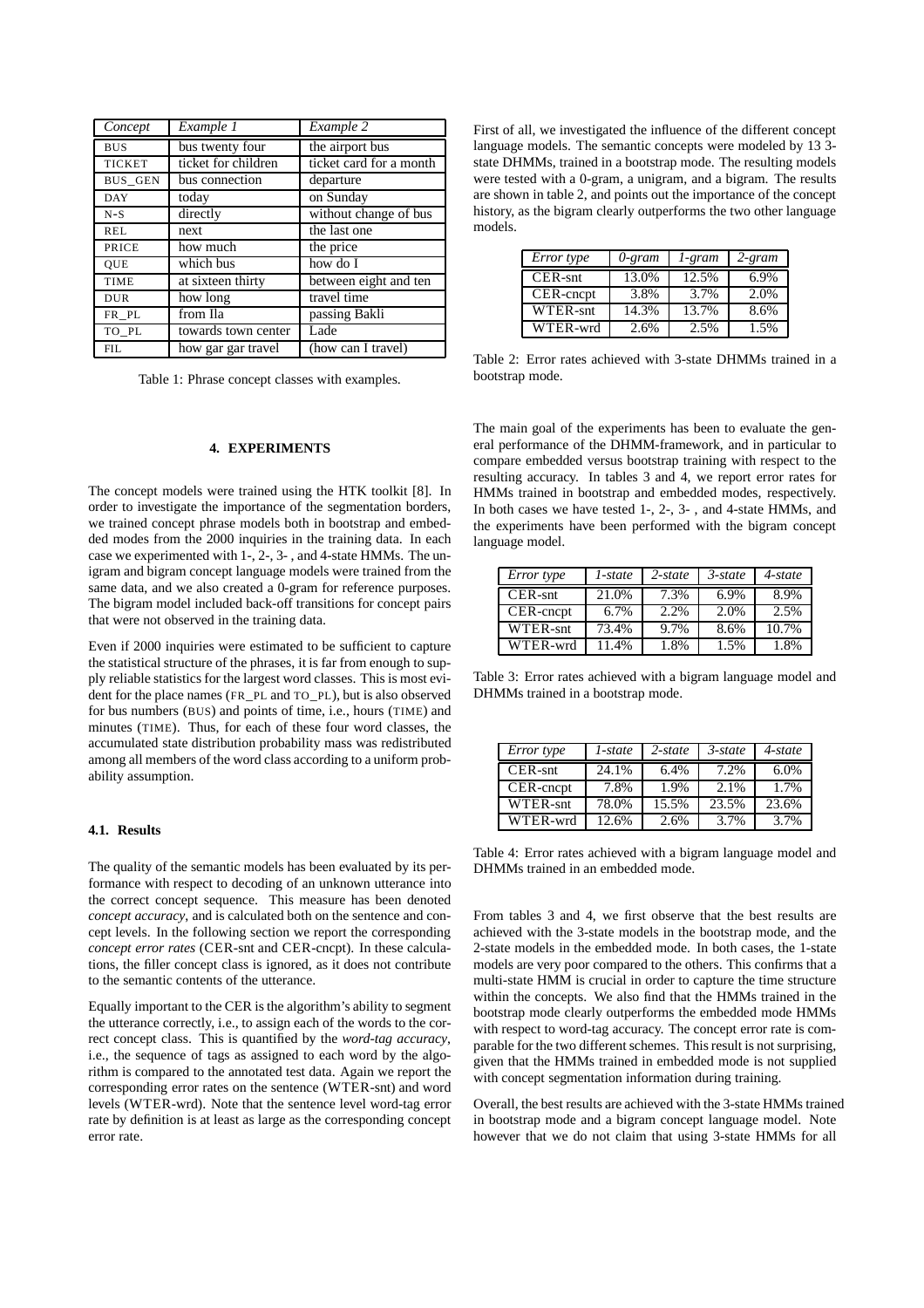| *Concept* | *Example 1* | *Example 2* |
| --- | --- | --- |
| BUS | bus twenty four | the airport bus |
| TICKET | ticket for children | ticket card for a month |
| BUS_GEN | bus connection | departure |
| DAY | today | on Sunday |
| N-S | directly | without change of bus |
| REL | next | the last one |
| PRICE | how much | the price |
| QUE | which bus | how do I |
| TIME | at sixteen thirty | between eight and ten |
| DUR | how long | travel time |
| FR_PL | from Ila | passing Bakli |
| TO_PL | towards town center | Lade |
| FIL | how gar gar travel | (how can I travel) |

Table 1: Phrase concept classes with examples.

## 4. EXPERIMENTS

The concept models were trained using the HTK toolkit [8]. In order to investigate the importance of the segmentation borders, we trained concept phrase models both in bootstrap and embedded modes from the 2000 inquiries in the training data. In each case we experimented with 1-, 2-, 3- , and 4-state HMMs. The unigram and bigram concept language models were trained from the same data, and we also created a 0-gram for reference purposes. The bigram model included back-off transitions for concept pairs that were not observed in the training data.

Even if 2000 inquiries were estimated to be sufficient to capture the statistical structure of the phrases, it is far from enough to supply reliable statistics for the largest word classes. This is most evident for the place names (FR_PL and TO_PL), but is also observed for bus numbers (BUS) and points of time, i.e., hours (TIME) and minutes (TIME). Thus, for each of these four word classes, the accumulated state distribution probability mass was redistributed among all members of the word class according to a uniform probability assumption.

### 4.1. Results

The quality of the semantic models has been evaluated by its performance with respect to decoding of an unknown utterance into the correct concept sequence. This measure has been denoted *concept accuracy*, and is calculated both on the sentence and concept levels. In the following section we report the corresponding *concept error rates* (CER-snt and CER-cncpt). In these calculations, the filler concept class is ignored, as it does not contribute to the semantic contents of the utterance.

Equally important to the CER is the algorithm's ability to segment the utterance correctly, i.e., to assign each of the words to the correct concept class. This is quantified by the *word-tag accuracy*, i.e., the sequence of tags as assigned to each word by the algorithm is compared to the annotated test data. Again we report the corresponding error rates on the sentence (WTER-snt) and word levels (WTER-wrd). Note that the sentence level word-tag error rate by definition is at least as large as the corresponding concept error rate.

First of all, we investigated the influence of the different concept language models. The semantic concepts were modeled by 13 3-state DHMMs, trained in a bootstrap mode. The resulting models were tested with a 0-gram, a unigram, and a bigram. The results are shown in table 2, and points out the importance of the concept history, as the bigram clearly outperforms the two other language models.

| *Error type* | *0-gram* | *1-gram* | *2-gram* |
| --- | --- | --- | --- |
| CER-snt | 13.0% | 12.5% | 6.9% |
| CER-cncpt | 3.8% | 3.7% | 2.0% |
| WTER-snt | 14.3% | 13.7% | 8.6% |
| WTER-wrd | 2.6% | 2.5% | 1.5% |

Table 2: Error rates achieved with 3-state DHMMs trained in a bootstrap mode.

The main goal of the experiments has been to evaluate the general performance of the DHMM-framework, and in particular to compare embedded versus bootstrap training with respect to the resulting accuracy. In tables 3 and 4, we report error rates for HMMs trained in bootstrap and embedded modes, respectively. In both cases we have tested 1-, 2-, 3- , and 4-state HMMs, and the experiments have been performed with the bigram concept language model.

| *Error type* | *1-state* | *2-state* | *3-state* | *4-state* |
| --- | --- | --- | --- | --- |
| CER-snt | 21.0% | 7.3% | 6.9% | 8.9% |
| CER-cncpt | 6.7% | 2.2% | 2.0% | 2.5% |
| WTER-snt | 73.4% | 9.7% | 8.6% | 10.7% |
| WTER-wrd | 11.4% | 1.8% | 1.5% | 1.8% |

Table 3: Error rates achieved with a bigram language model and DHMMs trained in a bootstrap mode.

| *Error type* | *1-state* | *2-state* | *3-state* | *4-state* |
| --- | --- | --- | --- | --- |
| CER-snt | 24.1% | 6.4% | 7.2% | 6.0% |
| CER-cncpt | 7.8% | 1.9% | 2.1% | 1.7% |
| WTER-snt | 78.0% | 15.5% | 23.5% | 23.6% |
| WTER-wrd | 12.6% | 2.6% | 3.7% | 3.7% |

Table 4: Error rates achieved with a bigram language model and DHMMs trained in an embedded mode.

From tables 3 and 4, we first observe that the best results are achieved with the 3-state models in the bootstrap mode, and the 2-state models in the embedded mode. In both cases, the 1-state models are very poor compared to the others. This confirms that a multi-state HMM is crucial in order to capture the time structure within the concepts. We also find that the HMMs trained in the bootstrap mode clearly outperforms the embedded mode HMMs with respect to word-tag accuracy. The concept error rate is comparable for the two different schemes. This result is not surprising, given that the HMMs trained in embedded mode is not supplied with concept segmentation information during training.

Overall, the best results are achieved with the 3-state HMMs trained in bootstrap mode and a bigram concept language model. Note however that we do not claim that using 3-state HMMs for all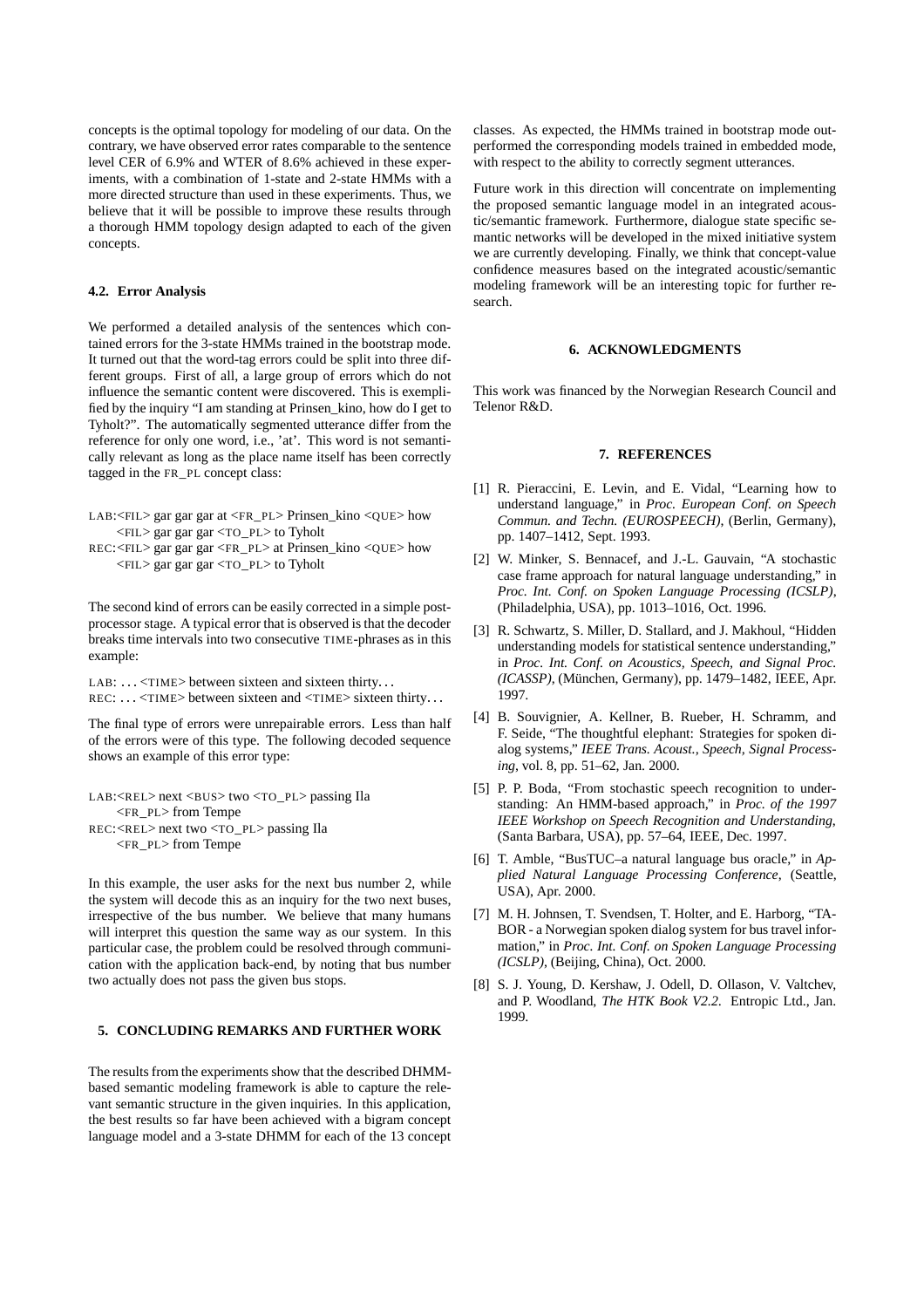concepts is the optimal topology for modeling of our data. On the contrary, we have observed error rates comparable to the sentence level CER of 6.9% and WTER of 8.6% achieved in these experiments, with a combination of 1-state and 2-state HMMs with a more directed structure than used in these experiments. Thus, we believe that it will be possible to improve these results through a thorough HMM topology design adapted to each of the given concepts.

### 4.2. Error Analysis

We performed a detailed analysis of the sentences which contained errors for the 3-state HMMs trained in the bootstrap mode. It turned out that the word-tag errors could be split into three different groups. First of all, a large group of errors which do not influence the semantic content were discovered. This is exemplified by the inquiry "I am standing at Prinsen_kino, how do I get to Tyholt?". The automatically segmented utterance differ from the reference for only one word, i.e., 'at'. This word is not semantically relevant as long as the place name itself has been correctly tagged in the FR_PL concept class:

LAB:<FIL> gar gar gar at <FR_PL> Prinsen_kino <QUE> how <FIL> gar gar gar <TO_PL> to Tyholt
REC:<FIL> gar gar gar <FR_PL> at Prinsen_kino <QUE> how <FIL> gar gar gar <TO_PL> to Tyholt

The second kind of errors can be easily corrected in a simple post-processor stage. A typical error that is observed is that the decoder breaks time intervals into two consecutive TIME-phrases as in this example:

LAB: ... <TIME> between sixteen and sixteen thirty...
REC: ... <TIME> between sixteen and <TIME> sixteen thirty...

The final type of errors were unrepairable errors. Less than half of the errors were of this type. The following decoded sequence shows an example of this error type:

LAB:<REL> next <BUS> two <TO_PL> passing Ila <FR_PL> from Tempe
REC:<REL> next two <TO_PL> passing Ila <FR_PL> from Tempe

In this example, the user asks for the next bus number 2, while the system will decode this as an inquiry for the two next buses, irrespective of the bus number. We believe that many humans will interpret this question the same way as our system. In this particular case, the problem could be resolved through communication with the application back-end, by noting that bus number two actually does not pass the given bus stops.

## 5. CONCLUDING REMARKS AND FURTHER WORK

The results from the experiments show that the described DHMM-based semantic modeling framework is able to capture the relevant semantic structure in the given inquiries. In this application, the best results so far have been achieved with a bigram concept language model and a 3-state DHMM for each of the 13 concept classes. As expected, the HMMs trained in bootstrap mode outperformed the corresponding models trained in embedded mode, with respect to the ability to correctly segment utterances.

Future work in this direction will concentrate on implementing the proposed semantic language model in an integrated acoustic/semantic framework. Furthermore, dialogue state specific semantic networks will be developed in the mixed initiative system we are currently developing. Finally, we think that concept-value confidence measures based on the integrated acoustic/semantic modeling framework will be an interesting topic for further research.

## 6. ACKNOWLEDGMENTS

This work was financed by the Norwegian Research Council and Telenor R&D.

## 7. REFERENCES

[1] R. Pieraccini, E. Levin, and E. Vidal, "Learning how to understand language," in *Proc. European Conf. on Speech Commun. and Techn. (EUROSPEECH)*, (Berlin, Germany), pp. 1407–1412, Sept. 1993.

[2] W. Minker, S. Bennacef, and J.-L. Gauvain, "A stochastic case frame approach for natural language understanding," in *Proc. Int. Conf. on Spoken Language Processing (ICSLP)*, (Philadelphia, USA), pp. 1013–1016, Oct. 1996.

[3] R. Schwartz, S. Miller, D. Stallard, and J. Makhoul, "Hidden understanding models for statistical sentence understanding," in *Proc. Int. Conf. on Acoustics, Speech, and Signal Proc. (ICASSP)*, (München, Germany), pp. 1479–1482, IEEE, Apr. 1997.

[4] B. Souvignier, A. Kellner, B. Rueber, H. Schramm, and F. Seide, "The thoughtful elephant: Strategies for spoken dialog systems," *IEEE Trans. Acoust., Speech, Signal Processing*, vol. 8, pp. 51–62, Jan. 2000.

[5] P. P. Boda, "From stochastic speech recognition to understanding: An HMM-based approach," in *Proc. of the 1997 IEEE Workshop on Speech Recognition and Understanding*, (Santa Barbara, USA), pp. 57–64, IEEE, Dec. 1997.

[6] T. Amble, "BusTUC–a natural language bus oracle," in *Applied Natural Language Processing Conference*, (Seattle, USA), Apr. 2000.

[7] M. H. Johnsen, T. Svendsen, T. Holter, and E. Harborg, "TABOR - a Norwegian spoken dialog system for bus travel information," in *Proc. Int. Conf. on Spoken Language Processing (ICSLP)*, (Beijing, China), Oct. 2000.

[8] S. J. Young, D. Kershaw, J. Odell, D. Ollason, V. Valtchev, and P. Woodland, *The HTK Book V2.2*. Entropic Ltd., Jan. 1999.